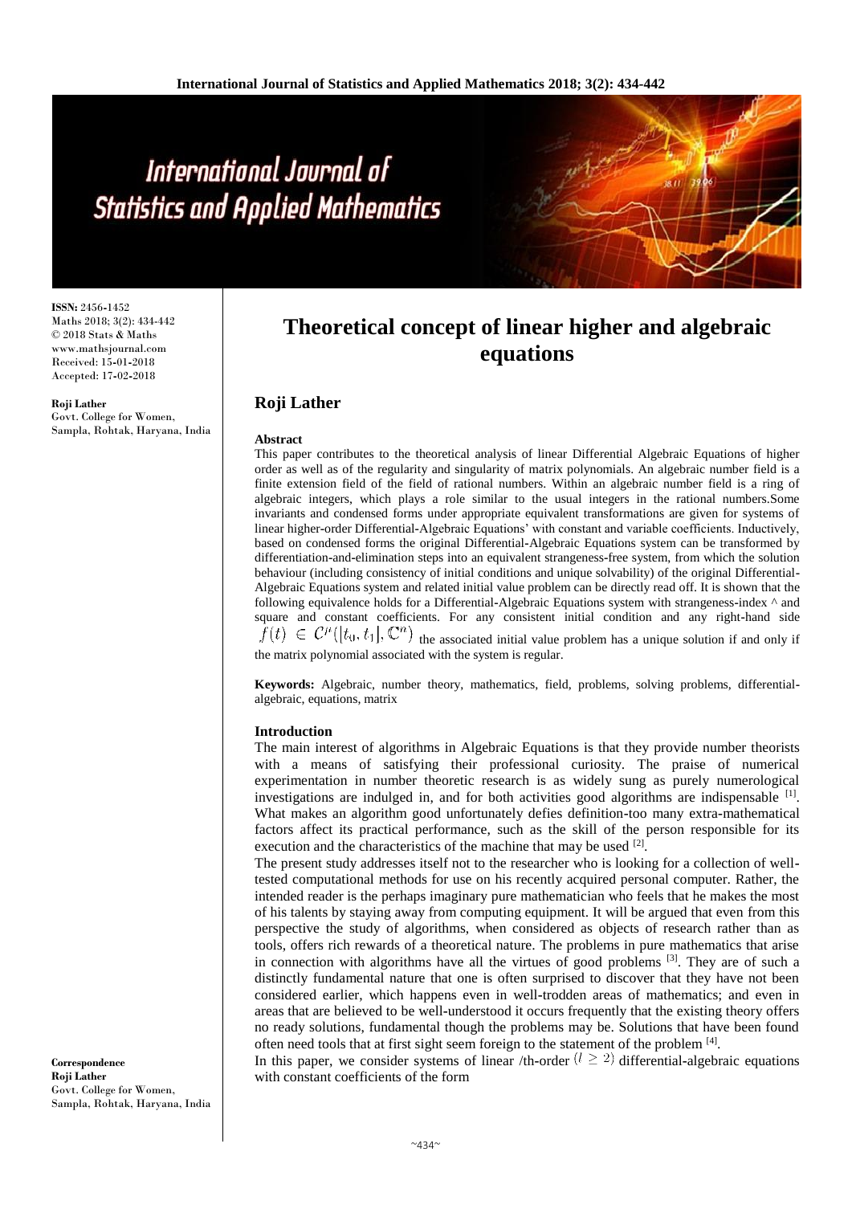# Theoretical concept of linear higher and algebraic equations

## Roji Lather

**ISSN:** 2456-1452
Maths 2018; 3(2): 434-442
© 2018 Stats & Maths
www.mathsjournal.com
Received: 15-01-2018
Accepted: 17-02-2018

**Roji Lather**
Govt. College for Women, Sampla, Rohtak, Haryana, India

**Correspondence**
**Roji Lather**
Govt. College for Women, Sampla, Rohtak, Haryana, India

### Abstract

This paper contributes to the theoretical analysis of linear Differential Algebraic Equations of higher order as well as of the regularity and singularity of matrix polynomials. An algebraic number field is a finite extension field of the field of rational numbers. Within an algebraic number field is a ring of algebraic integers, which plays a role similar to the usual integers in the rational numbers.Some invariants and condensed forms under appropriate equivalent transformations are given for systems of linear higher-order Differential-Algebraic Equations' with constant and variable coefficients. Inductively, based on condensed forms the original Differential-Algebraic Equations system can be transformed by differentiation-and-elimination steps into an equivalent strangeness-free system, from which the solution behaviour (including consistency of initial conditions and unique solvability) of the original Differential-Algebraic Equations system and related initial value problem can be directly read off. It is shown that the following equivalence holds for a Differential-Algebraic Equations system with strangeness-index ^ and square and constant coefficients. For any consistent initial condition and any right-hand side $f(t) \in C^{\mu}([t_0, t_1], \mathbb{C}^n)$ the associated initial value problem has a unique solution if and only if the matrix polynomial associated with the system is regular.

**Keywords:** Algebraic, number theory, mathematics, field, problems, solving problems, differential-algebraic, equations, matrix

### Introduction

The main interest of algorithms in Algebraic Equations is that they provide number theorists with a means of satisfying their professional curiosity. The praise of numerical experimentation in number theoretic research is as widely sung as purely numerological investigations are indulged in, and for both activities good algorithms are indispensable [1]. What makes an algorithm good unfortunately defies definition-too many extra-mathematical factors affect its practical performance, such as the skill of the person responsible for its execution and the characteristics of the machine that may be used [2].

The present study addresses itself not to the researcher who is looking for a collection of well-tested computational methods for use on his recently acquired personal computer. Rather, the intended reader is the perhaps imaginary pure mathematician who feels that he makes the most of his talents by staying away from computing equipment. It will be argued that even from this perspective the study of algorithms, when considered as objects of research rather than as tools, offers rich rewards of a theoretical nature. The problems in pure mathematics that arise in connection with algorithms have all the virtues of good problems [3]. They are of such a distinctly fundamental nature that one is often surprised to discover that they have not been considered earlier, which happens even in well-trodden areas of mathematics; and even in areas that are believed to be well-understood it occurs frequently that the existing theory offers no ready solutions, fundamental though the problems may be. Solutions that have been found often need tools that at first sight seem foreign to the statement of the problem [4].

In this paper, we consider systems of linear /th-order $(l \geq 2)$ differential-algebraic equations with constant coefficients of the form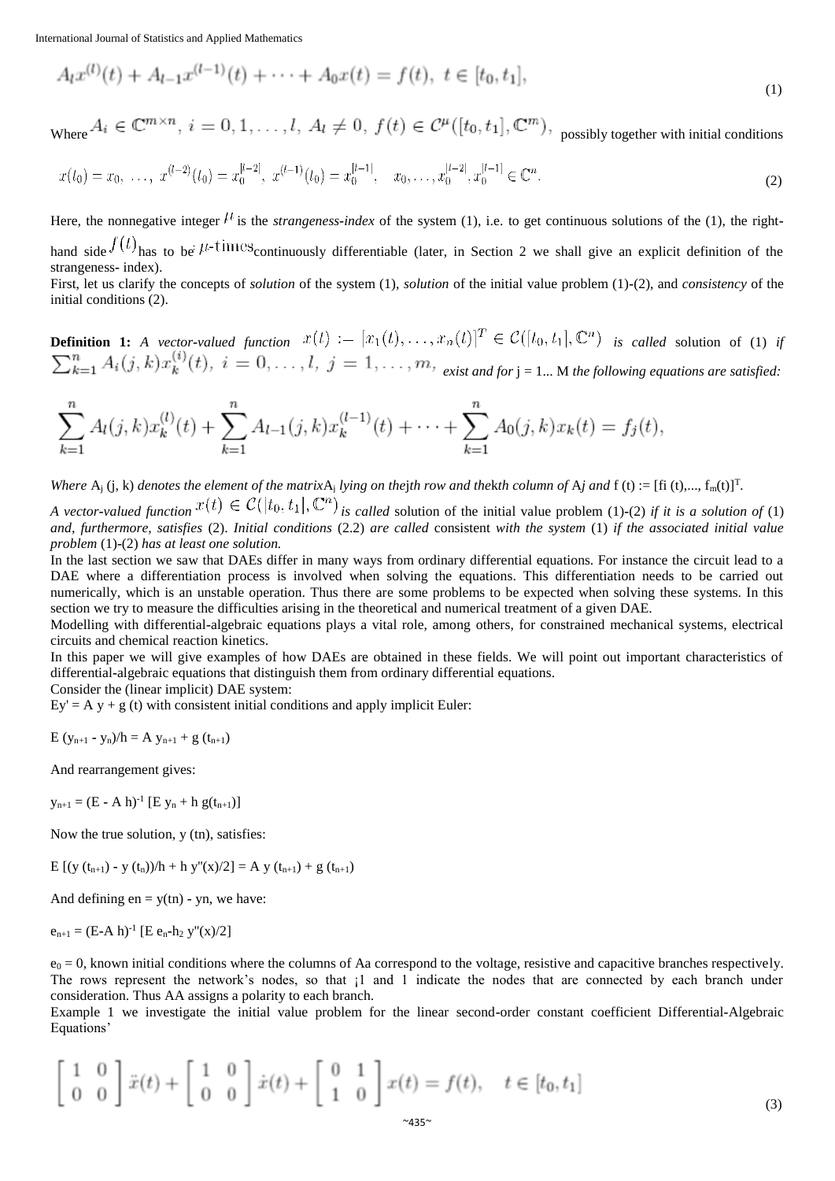$$A_l x^{(l)}(t) + A_{l-1} x^{(l-1)}(t) + \cdots + A_0 x(t) = f(t), \; t \in [t_0, t_1], \tag{1}$$

Where $A_i \in \mathbb{C}^{m\times n}, \; i = 0, 1, \ldots, l, \; A_l \neq 0, \; f(t) \in \mathcal{C}^{\mu}([t_0, t_1], \mathbb{C}^m),$ possibly together with initial conditions

$$x(t_0) = x_0, \; \ldots, \; x^{(l-2)}(t_0) = x_0^{[l-2]}, \; x^{(l-1)}(t_0) = x_0^{[l-1]}, \quad x_0, \ldots, x_0^{[l-2]}, x_0^{[l-1]} \in \mathbb{C}^n. \tag{2}$$

Here, the nonnegative integer $\mu$ is the *strangeness-index* of the system (1), i.e. to get continuous solutions of the (1), the right-hand side $f(t)$ has to be $\mu$-times continuously differentiable (later, in Section 2 we shall give an explicit definition of the strangeness- index).

First, let us clarify the concepts of *solution* of the system (1), *solution* of the initial value problem (1)-(2), and *consistency* of the initial conditions (2).

**Definition 1:** *A vector-valued function* $x(t) := [x_1(t), \ldots, x_n(t)]^T \in \mathcal{C}([t_0, t_1], \mathbb{C}^n)$ *is called* solution of (1) *if* $\sum_{k=1}^{n} A_i(j,k) x_k^{(i)}(t), \; i = 0, \ldots, l, \; j = 1, \ldots, m,$ *exist and for* j = 1... M *the following equations are satisfied:*

$$\sum_{k=1}^{n} A_l(j,k) x_k^{(l)}(t) + \sum_{k=1}^{n} A_{l-1}(j,k) x_k^{(l-1)}(t) + \cdots + \sum_{k=1}^{n} A_0(j,k) x_k(t) = f_j(t),$$

*Where* $A_j$ (j, k) *denotes the element of the matrix* $A_j$ *lying on the jth row and the kth column of* A*j and* f (t) := [fi (t),..., $f_m(t)]^T$.

*A vector-valued function* $x(t) \in \mathcal{C}([t_0, t_1], \mathbb{C}^n)$ *is called* solution of the initial value problem (1)-(2) *if it is a solution of* (1) *and, furthermore, satisfies* (2). *Initial conditions* (2.2) *are called* consistent *with the system* (1) *if the associated initial value problem* (1)-(2) *has at least one solution.*

In the last section we saw that DAEs differ in many ways from ordinary differential equations. For instance the circuit lead to a DAE where a differentiation process is involved when solving the equations. This differentiation needs to be carried out numerically, which is an unstable operation. Thus there are some problems to be expected when solving these systems. In this section we try to measure the difficulties arising in the theoretical and numerical treatment of a given DAE.

Modelling with differential-algebraic equations plays a vital role, among others, for constrained mechanical systems, electrical circuits and chemical reaction kinetics.

In this paper we will give examples of how DAEs are obtained in these fields. We will point out important characteristics of differential-algebraic equations that distinguish them from ordinary differential equations.

Consider the (linear implicit) DAE system:

Ey' = A y + g (t) with consistent initial conditions and apply implicit Euler:

$E\,(y_{n+1} - y_n)/h = A\, y_{n+1} + g\,(t_{n+1})$

And rearrangement gives:

$y_{n+1} = (E - A\,h)^{-1}\,[E\, y_n + h\, g(t_{n+1})]$

Now the true solution, y (tn), satisfies:

$E\,[(y\,(t_{n+1}) - y\,(t_n))/h + h\, y''(x)/2] = A\, y\,(t_{n+1}) + g\,(t_{n+1})$

And defining en = y(tn) - yn, we have:

$e_{n+1} = (E - A\,h)^{-1}\,[E\, e_n - h_2\, y''(x)/2]$

$e_0 = 0$, known initial conditions where the columns of Aa correspond to the voltage, resistive and capacitive branches respectively. The rows represent the network's nodes, so that ¡1 and 1 indicate the nodes that are connected by each branch under consideration. Thus AA assigns a polarity to each branch.

Example 1 we investigate the initial value problem for the linear second-order constant coefficient Differential-Algebraic Equations'

$$\begin{bmatrix} 1 & 0 \\ 0 & 0 \end{bmatrix} \ddot{x}(t) + \begin{bmatrix} 1 & 0 \\ 0 & 0 \end{bmatrix} \dot{x}(t) + \begin{bmatrix} 0 & 1 \\ 1 & 0 \end{bmatrix} x(t) = f(t), \quad t \in [t_0, t_1] \tag{3}$$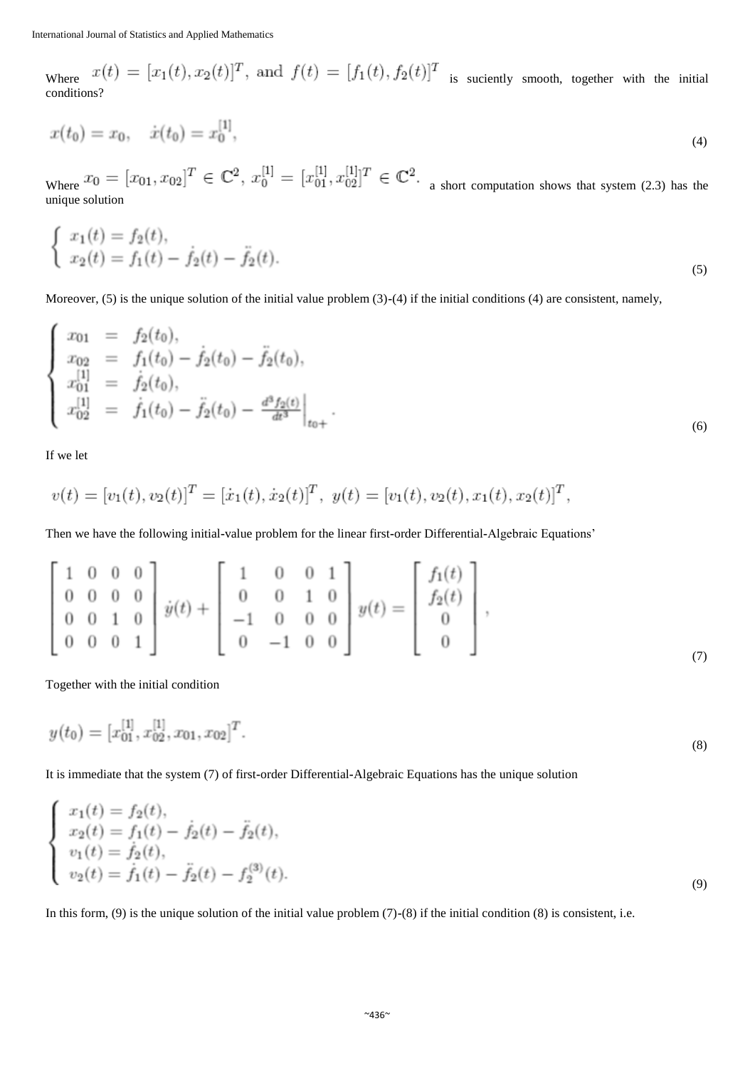Where $x(t) = [x_1(t), x_2(t)]^T$, and $f(t) = [f_1(t), f_2(t)]^T$ is suciently smooth, together with the initial conditions?

$$x(t_0) = x_0, \quad \dot{x}(t_0) = x_0^{[1]}, \tag{4}$$

Where $x_0 = [x_{01}, x_{02}]^T \in \mathbb{C}^2$, $x_0^{[1]} = [x_{01}^{[1]}, x_{02}^{[1]}]^T \in \mathbb{C}^2$. a short computation shows that system (2.3) has the unique solution

$$\begin{cases} x_1(t) = f_2(t), \\ x_2(t) = f_1(t) - \dot{f}_2(t) - \ddot{f}_2(t). \end{cases} \tag{5}$$

Moreover, (5) is the unique solution of the initial value problem (3)-(4) if the initial conditions (4) are consistent, namely,

$$\begin{cases} x_{01} &= f_2(t_0), \\ x_{02} &= f_1(t_0) - \dot{f}_2(t_0) - \ddot{f}_2(t_0), \\ x_{01}^{[1]} &= \dot{f}_2(t_0), \\ x_{02}^{[1]} &= \dot{f}_1(t_0) - \ddot{f}_2(t_0) - \left.\frac{d^3 f_2(t)}{dt^3}\right|_{t0+}. \end{cases} \tag{6}$$

If we let

$$v(t) = [v_1(t), v_2(t)]^T = [\dot{x}_1(t), \dot{x}_2(t)]^T, \; y(t) = [v_1(t), v_2(t), x_1(t), x_2(t)]^T,$$

Then we have the following initial-value problem for the linear first-order Differential-Algebraic Equations'

$$\begin{bmatrix} 1 & 0 & 0 & 0 \\ 0 & 0 & 0 & 0 \\ 0 & 0 & 1 & 0 \\ 0 & 0 & 0 & 1 \end{bmatrix} \dot{y}(t) + \begin{bmatrix} 1 & 0 & 0 & 1 \\ 0 & 0 & 1 & 0 \\ -1 & 0 & 0 & 0 \\ 0 & -1 & 0 & 0 \end{bmatrix} y(t) = \begin{bmatrix} f_1(t) \\ f_2(t) \\ 0 \\ 0 \end{bmatrix}, \tag{7}$$

Together with the initial condition

$$y(t_0) = [x_{01}^{[1]}, x_{02}^{[1]}, x_{01}, x_{02}]^T. \tag{8}$$

It is immediate that the system (7) of first-order Differential-Algebraic Equations has the unique solution

$$\begin{cases} x_1(t) = f_2(t), \\ x_2(t) = f_1(t) - \dot{f}_2(t) - \ddot{f}_2(t), \\ v_1(t) = \dot{f}_2(t), \\ v_2(t) = \dot{f}_1(t) - \ddot{f}_2(t) - f_2^{(3)}(t). \end{cases} \tag{9}$$

In this form, (9) is the unique solution of the initial value problem (7)-(8) if the initial condition (8) is consistent, i.e.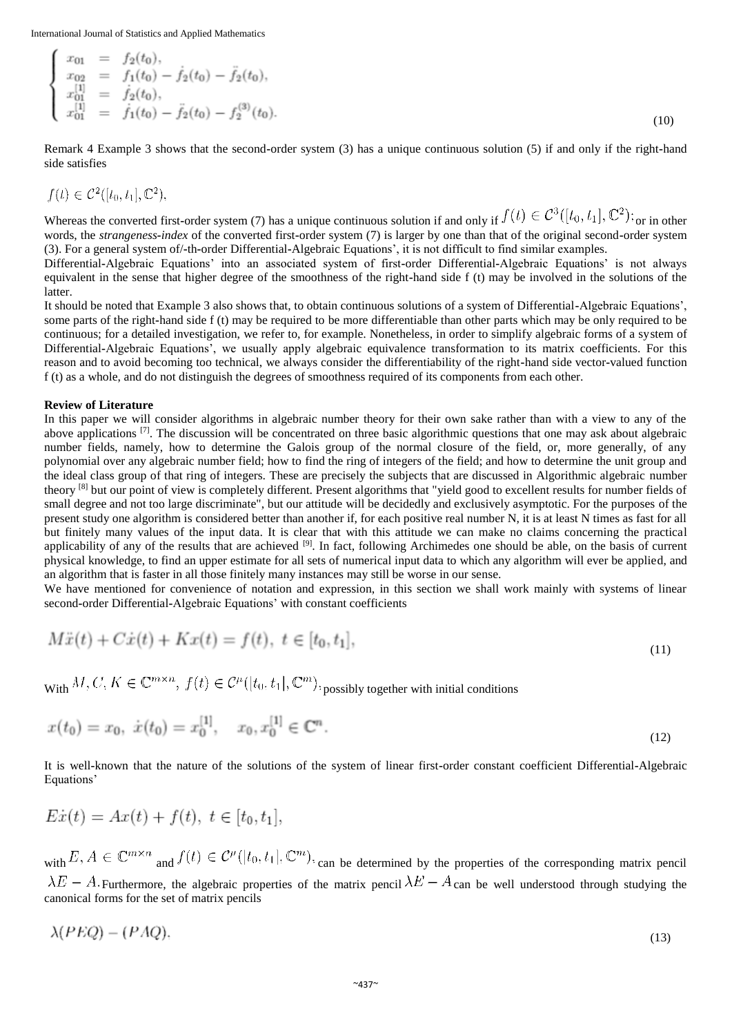$$
\begin{cases}
x_{01} &= f_2(t_0), \\
x_{02} &= f_1(t_0) - \dot{f}_2(t_0) - \ddot{f}_2(t_0), \\
x_{01}^{[1]} &= \dot{f}_2(t_0), \\
x_{01}^{[1]} &= \dot{f}_1(t_0) - \ddot{f}_2(t_0) - f_2^{(3)}(t_0).
\end{cases} \tag{10}
$$

Remark 4 Example 3 shows that the second-order system (3) has a unique continuous solution (5) if and only if the right-hand side satisfies

$f(t) \in \mathcal{C}^2([t_0, t_1], \mathbb{C}^2)$,

Whereas the converted first-order system (7) has a unique continuous solution if and only if $f(t) \in \mathcal{C}^3([t_0, t_1], \mathbb{C}^2)$; or in other words, the *strangeness-index* of the converted first-order system (7) is larger by one than that of the original second-order system (3). For a general system of/-th-order Differential-Algebraic Equations', it is not difficult to find similar examples.

Differential-Algebraic Equations' into an associated system of first-order Differential-Algebraic Equations' is not always equivalent in the sense that higher degree of the smoothness of the right-hand side f (t) may be involved in the solutions of the latter.

It should be noted that Example 3 also shows that, to obtain continuous solutions of a system of Differential-Algebraic Equations', some parts of the right-hand side f (t) may be required to be more differentiable than other parts which may be only required to be continuous; for a detailed investigation, we refer to, for example. Nonetheless, in order to simplify algebraic forms of a system of Differential-Algebraic Equations', we usually apply algebraic equivalence transformation to its matrix coefficients. For this reason and to avoid becoming too technical, we always consider the differentiability of the right-hand side vector-valued function f (t) as a whole, and do not distinguish the degrees of smoothness required of its components from each other.

**Review of Literature**

In this paper we will consider algorithms in algebraic number theory for their own sake rather than with a view to any of the above applications [7]. The discussion will be concentrated on three basic algorithmic questions that one may ask about algebraic number fields, namely, how to determine the Galois group of the normal closure of the field, or, more generally, of any polynomial over any algebraic number field; how to find the ring of integers of the field; and how to determine the unit group and the ideal class group of that ring of integers. These are precisely the subjects that are discussed in Algorithmic algebraic number theory [8] but our point of view is completely different. Present algorithms that "yield good to excellent results for number fields of small degree and not too large discriminate", but our attitude will be decidedly and exclusively asymptotic. For the purposes of the present study one algorithm is considered better than another if, for each positive real number N, it is at least N times as fast for all but finitely many values of the input data. It is clear that with this attitude we can make no claims concerning the practical applicability of any of the results that are achieved [9]. In fact, following Archimedes one should be able, on the basis of current physical knowledge, to find an upper estimate for all sets of numerical input data to which any algorithm will ever be applied, and an algorithm that is faster in all those finitely many instances may still be worse in our sense.

We have mentioned for convenience of notation and expression, in this section we shall work mainly with systems of linear second-order Differential-Algebraic Equations' with constant coefficients

$$
M\ddot{x}(t) + C\dot{x}(t) + Kx(t) = f(t), \ t \in [t_0, t_1], \tag{11}
$$

With $M, C, K \in \mathbb{C}^{m \times n}$, $f(t) \in \mathcal{C}^{\mu}([t_0, t_1], \mathbb{C}^m)$, possibly together with initial conditions

$$
x(t_0) = x_0, \ \dot{x}(t_0) = x_0^{[1]}, \quad x_0, x_0^{[1]} \in \mathbb{C}^n. \tag{12}
$$

It is well-known that the nature of the solutions of the system of linear first-order constant coefficient Differential-Algebraic Equations'

$$
E\dot{x}(t) = Ax(t) + f(t), \ t \in [t_0, t_1],
$$

with $E, A \in \mathbb{C}^{m \times n}$ and $f(t) \in \mathcal{C}^{\mu}([t_0, t_1], \mathbb{C}^m)$, can be determined by the properties of the corresponding matrix pencil $\lambda E - A$. Furthermore, the algebraic properties of the matrix pencil $\lambda E - A$ can be well understood through studying the canonical forms for the set of matrix pencils

$$
\lambda(PEQ) - (PAQ), \tag{13}
$$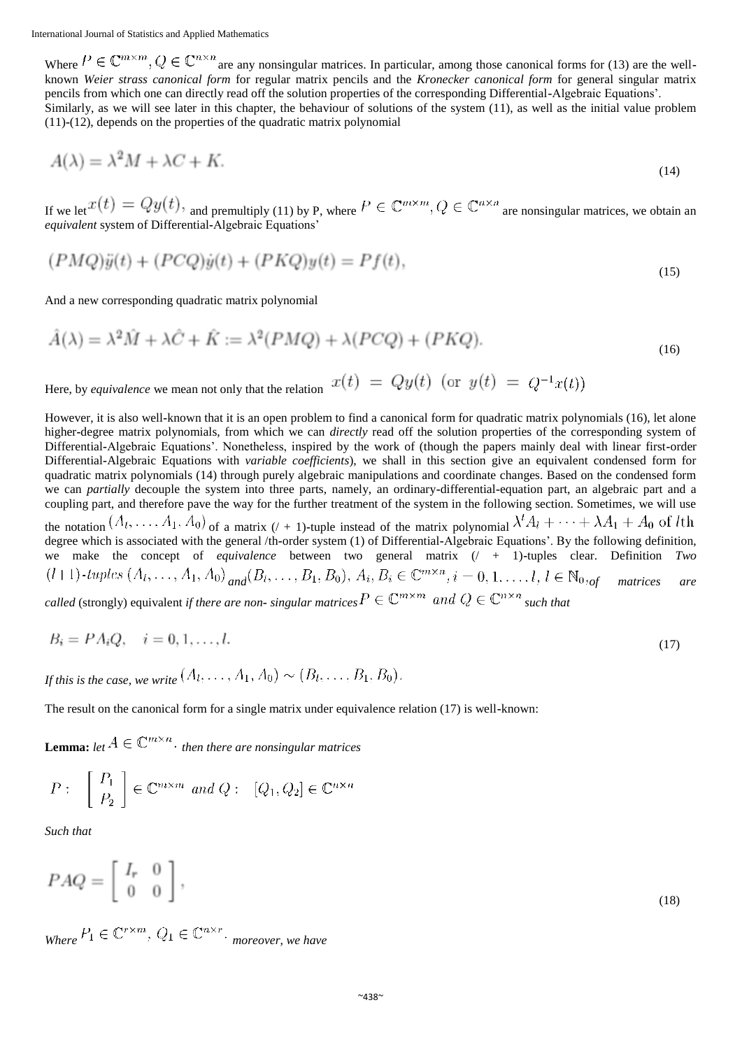Where $P \in \mathbb{C}^{m\times m}, Q \in \mathbb{C}^{n\times n}$ are any nonsingular matrices. In particular, among those canonical forms for (13) are the well-known *Weier strass canonical form* for regular matrix pencils and the *Kronecker canonical form* for general singular matrix pencils from which one can directly read off the solution properties of the corresponding Differential-Algebraic Equations'.
Similarly, as we will see later in this chapter, the behaviour of solutions of the system (11), as well as the initial value problem (11)-(12), depends on the properties of the quadratic matrix polynomial

$$A(\lambda) = \lambda^2 M + \lambda C + K. \tag{14}$$

If we let $x(t) = Qy(t)$, and premultiply (11) by P, where $P \in \mathbb{C}^{m\times m}, Q \in \mathbb{C}^{n\times n}$ are nonsingular matrices, we obtain an *equivalent* system of Differential-Algebraic Equations'

$$(PMQ)\ddot{y}(t) + (PCQ)\dot{y}(t) + (PKQ)y(t) = Pf(t), \tag{15}$$

And a new corresponding quadratic matrix polynomial

$$\hat{A}(\lambda) = \lambda^2\hat{M} + \lambda\hat{C} + \hat{K} := \lambda^2(PMQ) + \lambda(PCQ) + (PKQ). \tag{16}$$

Here, by *equivalence* we mean not only that the relation $x(t) = Qy(t)$ (or $y(t) = Q^{-1}x(t)$)

However, it is also well-known that it is an open problem to find a canonical form for quadratic matrix polynomials (16), let alone higher-degree matrix polynomials, from which we can *directly* read off the solution properties of the corresponding system of Differential-Algebraic Equations'. Nonetheless, inspired by the work of (though the papers mainly deal with linear first-order Differential-Algebraic Equations with *variable coefficients*), we shall in this section give an equivalent condensed form for quadratic matrix polynomials (14) through purely algebraic manipulations and coordinate changes. Based on the condensed form we can *partially* decouple the system into three parts, namely, an ordinary-differential-equation part, an algebraic part and a coupling part, and therefore pave the way for the further treatment of the system in the following section. Sometimes, we will use the notation $(A_l, \ldots, A_1, A_0)$ of a matrix (/ + 1)-tuple instead of the matrix polynomial $\lambda^l A_l + \cdots + \lambda A_1 + A_0$ of $l$th degree which is associated with the general /th-order system (1) of Differential-Algebraic Equations'. By the following definition, we make the concept of *equivalence* between two general matrix (/ + 1)-tuples clear. Definition *Two* $(l+1)$*-tuples* $(A_l, \ldots, A_1, A_0)$ *and* $(B_l, \ldots, B_1, B_0)$, $A_i, B_i \in \mathbb{C}^{m\times n}, i = 0, 1, \ldots, l,\ l \in \mathbb{N}_0$, *of matrices are called* (strongly) equivalent *if there are non- singular matrices* $P \in \mathbb{C}^{m\times m}$ *and* $Q \in \mathbb{C}^{n\times n}$ *such that*

$$B_i = PA_iQ, \quad i = 0, 1, \ldots, l. \tag{17}$$

*If this is the case, we write* $(A_l, \ldots, A_1, A_0) \sim (B_l, \ldots, B_1, B_0)$.

The result on the canonical form for a single matrix under equivalence relation (17) is well-known:

**Lemma:** *let* $A \in \mathbb{C}^{m\times n}$. *then there are nonsingular matrices*

$$P: \begin{bmatrix} P_1 \\ P_2 \end{bmatrix} \in \mathbb{C}^{m\times m} \ and\ Q: \quad [Q_1, Q_2] \in \mathbb{C}^{n\times n}$$

*Such that*

$$PAQ = \begin{bmatrix} I_r & 0 \\ 0 & 0 \end{bmatrix}, \tag{18}$$

*Where* $P_1 \in \mathbb{C}^{r\times m}$, $Q_1 \in \mathbb{C}^{n\times r}$. *moreover, we have*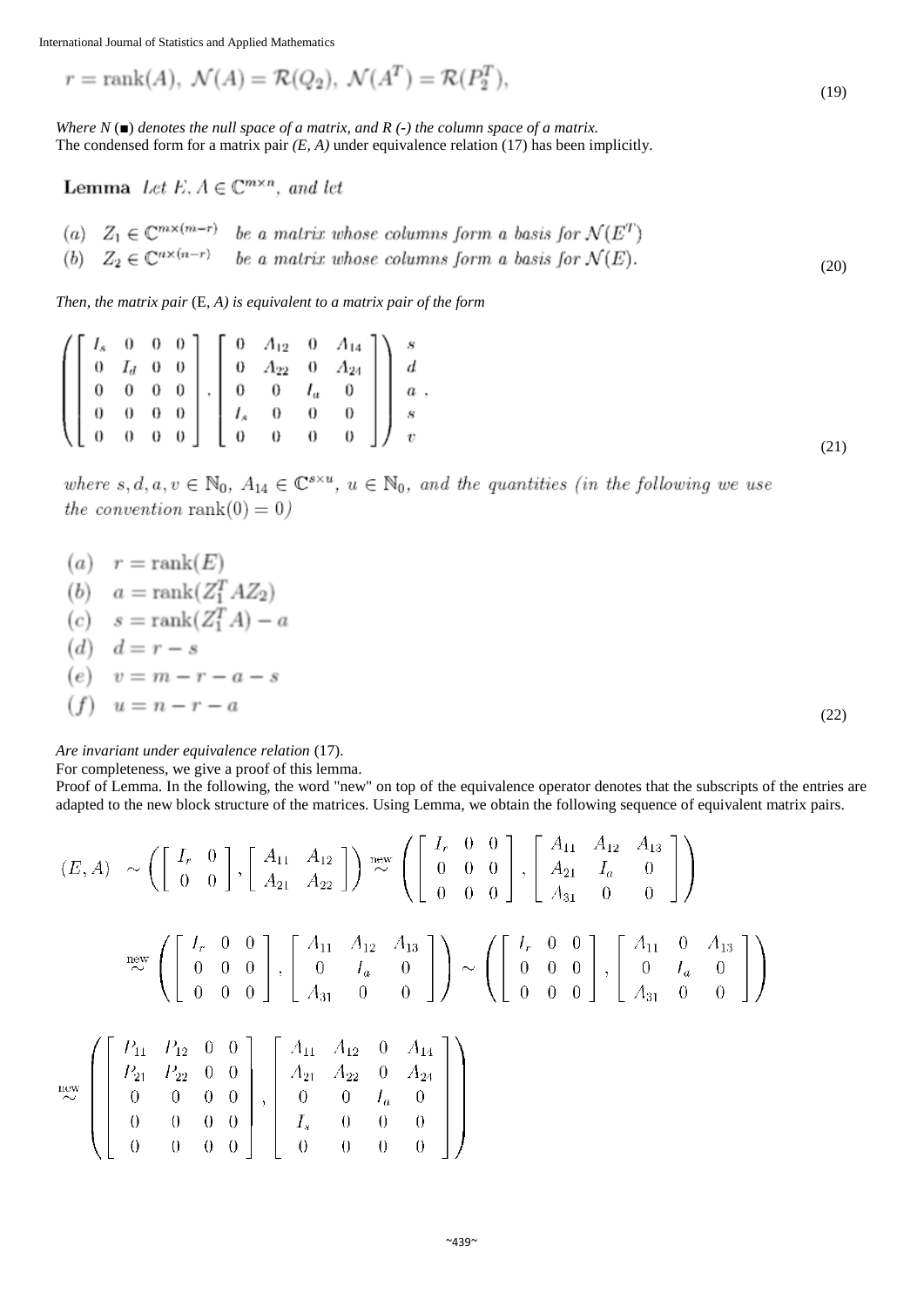$$r = \text{rank}(A),\ \mathcal{N}(A) = \mathcal{R}(Q_2),\ \mathcal{N}(A^T) = \mathcal{R}(P_2^T), \tag{19}$$

*Where N (■) denotes the null space of a matrix, and R (-) the column space of a matrix.*
The condensed form for a matrix pair *(E, A)* under equivalence relation (17) has been implicitly.

**Lemma** *Let $E, A \in \mathbb{C}^{m\times n}$, and let*

$$\begin{array}{lll} (a) & Z_1 \in \mathbb{C}^{m\times(m-r)} & \text{be a matrix whose columns form a basis for } \mathcal{N}(E^T) \\ (b) & Z_2 \in \mathbb{C}^{n\times(n-r)} & \text{be a matrix whose columns form a basis for } \mathcal{N}(E). \end{array} \tag{20}$$

*Then, the matrix pair* (E*, A) is equivalent to a matrix pair of the form*

$$\left( \begin{bmatrix} I_s & 0 & 0 & 0 \\ 0 & I_d & 0 & 0 \\ 0 & 0 & 0 & 0 \\ 0 & 0 & 0 & 0 \\ 0 & 0 & 0 & 0 \end{bmatrix}, \begin{bmatrix} 0 & A_{12} & 0 & A_{14} \\ 0 & A_{22} & 0 & A_{24} \\ 0 & 0 & I_a & 0 \\ I_s & 0 & 0 & 0 \\ 0 & 0 & 0 & 0 \end{bmatrix} \right) \begin{matrix} s \\ d \\ a \\ s \\ v \end{matrix}. \tag{21}$$

*where $s, d, a, v \in \mathbb{N}_0$, $A_{14} \in \mathbb{C}^{s\times u}$, $u \in \mathbb{N}_0$, and the quantities (in the following we use the convention $\text{rank}(0) = 0$)*

$$\begin{array}{ll} (a) & r = \text{rank}(E) \\ (b) & a = \text{rank}(Z_1^T A Z_2) \\ (c) & s = \text{rank}(Z_1^T A) - a \\ (d) & d = r - s \\ (e) & v = m - r - a - s \\ (f) & u = n - r - a \end{array} \tag{22}$$

*Are invariant under equivalence relation* (17).
For completeness, we give a proof of this lemma.
Proof of Lemma. In the following, the word "new" on top of the equivalence operator denotes that the subscripts of the entries are adapted to the new block structure of the matrices. Using Lemma, we obtain the following sequence of equivalent matrix pairs.

$$(E, A) \sim \left( \begin{bmatrix} I_r & 0 \\ 0 & 0 \end{bmatrix}, \begin{bmatrix} A_{11} & A_{12} \\ A_{21} & A_{22} \end{bmatrix} \right) \overset{\text{new}}{\sim} \left( \begin{bmatrix} I_r & 0 & 0 \\ 0 & 0 & 0 \\ 0 & 0 & 0 \end{bmatrix}, \begin{bmatrix} A_{11} & A_{12} & A_{13} \\ A_{21} & I_a & 0 \\ A_{31} & 0 & 0 \end{bmatrix} \right)$$

$$\overset{\text{new}}{\sim} \left( \begin{bmatrix} I_r & 0 & 0 \\ 0 & 0 & 0 \\ 0 & 0 & 0 \end{bmatrix}, \begin{bmatrix} A_{11} & A_{12} & A_{13} \\ 0 & I_a & 0 \\ A_{31} & 0 & 0 \end{bmatrix} \right) \sim \left( \begin{bmatrix} I_r & 0 & 0 \\ 0 & 0 & 0 \\ 0 & 0 & 0 \end{bmatrix}, \begin{bmatrix} A_{11} & 0 & A_{13} \\ 0 & I_a & 0 \\ A_{31} & 0 & 0 \end{bmatrix} \right)$$

$$\overset{\text{new}}{\sim} \left( \begin{bmatrix} P_{11} & P_{12} & 0 & 0 \\ P_{21} & P_{22} & 0 & 0 \\ 0 & 0 & 0 & 0 \\ 0 & 0 & 0 & 0 \\ 0 & 0 & 0 & 0 \end{bmatrix}, \begin{bmatrix} A_{11} & A_{12} & 0 & A_{14} \\ A_{21} & A_{22} & 0 & A_{24} \\ 0 & 0 & I_a & 0 \\ I_s & 0 & 0 & 0 \\ 0 & 0 & 0 & 0 \end{bmatrix} \right)$$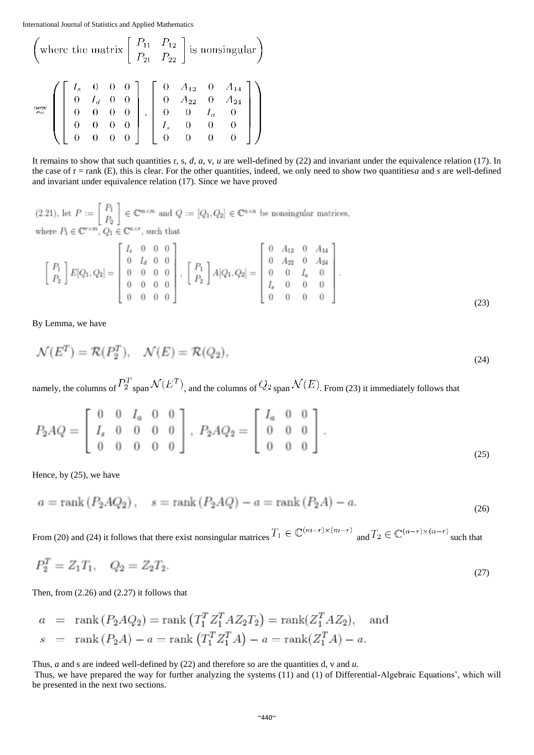$$\left(\text{where the matrix } \begin{bmatrix} P_{11} & P_{12} \\ P_{21} & P_{22} \end{bmatrix} \text{ is nonsingular}\right)$$

$$\overset{\text{new}}{\sim} \left( \begin{bmatrix} I_s & 0 & 0 & 0 \\ 0 & I_d & 0 & 0 \\ 0 & 0 & 0 & 0 \\ 0 & 0 & 0 & 0 \\ 0 & 0 & 0 & 0 \end{bmatrix}, \begin{bmatrix} 0 & A_{12} & 0 & A_{14} \\ 0 & A_{22} & 0 & A_{24} \\ 0 & 0 & I_a & 0 \\ I_s & 0 & 0 & 0 \\ 0 & 0 & 0 & 0 \end{bmatrix} \right)$$

It remains to show that such quantities r, s, *d*, *a*, v, *u* are well-defined by (22) and invariant under the equivalence relation (17). In the case of r = rank (E), this is clear. For the other quantities, indeed, we only need to show two quantities *a* and *s* are well-defined and invariant under equivalence relation (17). Since we have proved

(2.21), let $P := \begin{bmatrix} P_1 \\ P_2 \end{bmatrix} \in \mathbb{C}^{m\times m}$ and $Q := [Q_1, Q_2] \in \mathbb{C}^{n\times n}$ be nonsingular matrices, where $P_1 \in \mathbb{C}^{r\times m}$, $Q_1 \in \mathbb{C}^{n\times r}$, such that

$$\begin{bmatrix} P_1 \\ P_2 \end{bmatrix} E[Q_1, Q_2] = \begin{bmatrix} I_s & 0 & 0 & 0 \\ 0 & I_d & 0 & 0 \\ 0 & 0 & 0 & 0 \\ 0 & 0 & 0 & 0 \\ 0 & 0 & 0 & 0 \end{bmatrix}, \quad \begin{bmatrix} P_1 \\ P_2 \end{bmatrix} A[Q_1, Q_2] = \begin{bmatrix} 0 & A_{12} & 0 & A_{14} \\ 0 & A_{22} & 0 & A_{24} \\ 0 & 0 & I_a & 0 \\ I_s & 0 & 0 & 0 \\ 0 & 0 & 0 & 0 \end{bmatrix}. \tag{23}$$

By Lemma, we have

$$\mathcal{N}(E^T) = \mathcal{R}(P_2^T), \quad \mathcal{N}(E) = \mathcal{R}(Q_2), \tag{24}$$

namely, the columns of $P_2^T$ span $\mathcal{N}(E^T)$, and the columns of $Q_2$ span $\mathcal{N}(E)$. From (23) it immediately follows that

$$P_2AQ = \begin{bmatrix} 0 & 0 & I_a & 0 & 0 \\ I_s & 0 & 0 & 0 & 0 \\ 0 & 0 & 0 & 0 & 0 \end{bmatrix}, \quad P_2AQ_2 = \begin{bmatrix} I_a & 0 & 0 \\ 0 & 0 & 0 \\ 0 & 0 & 0 \end{bmatrix}. \tag{25}$$

Hence, by (25), we have

$$a = \operatorname{rank}(P_2AQ_2), \quad s = \operatorname{rank}(P_2AQ) - a = \operatorname{rank}(P_2A) - a. \tag{26}$$

From (20) and (24) it follows that there exist nonsingular matrices $T_1 \in \mathbb{C}^{(m-r)\times(m-r)}$ and $T_2 \in \mathbb{C}^{(n-r)\times(n-r)}$ such that

$$P_2^T = Z_1T_1, \quad Q_2 = Z_2T_2. \tag{27}$$

Then, from (2.26) and (2.27) it follows that

$$\begin{aligned} a &= \operatorname{rank}(P_2AQ_2) = \operatorname{rank}\left(T_1^T Z_1^T A Z_2 T_2\right) = \operatorname{rank}(Z_1^T A Z_2), \quad \text{and} \\ s &= \operatorname{rank}(P_2A) - a = \operatorname{rank}\left(T_1^T Z_1^T A\right) - a = \operatorname{rank}(Z_1^T A) - a. \end{aligned}$$

Thus, *a* and s are indeed well-defined by (22) and therefore so are the quantities d, v and *u*.

Thus, we have prepared the way for further analyzing the systems (11) and (1) of Differential-Algebraic Equations', which will be presented in the next two sections.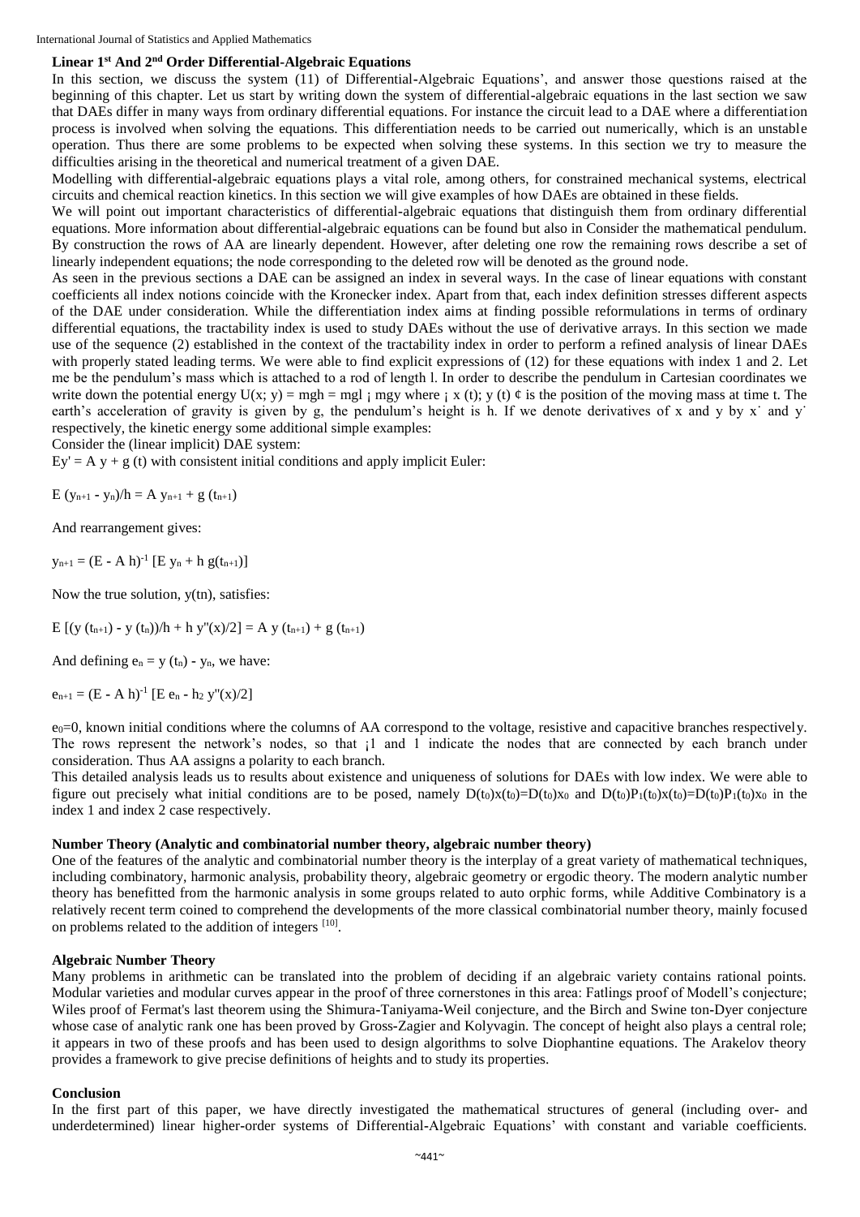## Linear 1st And 2nd Order Differential-Algebraic Equations

In this section, we discuss the system (11) of Differential-Algebraic Equations', and answer those questions raised at the beginning of this chapter. Let us start by writing down the system of differential-algebraic equations in the last section we saw that DAEs differ in many ways from ordinary differential equations. For instance the circuit lead to a DAE where a differentiation process is involved when solving the equations. This differentiation needs to be carried out numerically, which is an unstable operation. Thus there are some problems to be expected when solving these systems. In this section we try to measure the difficulties arising in the theoretical and numerical treatment of a given DAE.

Modelling with differential-algebraic equations plays a vital role, among others, for constrained mechanical systems, electrical circuits and chemical reaction kinetics. In this section we will give examples of how DAEs are obtained in these fields.

We will point out important characteristics of differential-algebraic equations that distinguish them from ordinary differential equations. More information about differential-algebraic equations can be found but also in Consider the mathematical pendulum. By construction the rows of AA are linearly dependent. However, after deleting one row the remaining rows describe a set of linearly independent equations; the node corresponding to the deleted row will be denoted as the ground node.

As seen in the previous sections a DAE can be assigned an index in several ways. In the case of linear equations with constant coefficients all index notions coincide with the Kronecker index. Apart from that, each index definition stresses different aspects of the DAE under consideration. While the differentiation index aims at finding possible reformulations in terms of ordinary differential equations, the tractability index is used to study DAEs without the use of derivative arrays. In this section we made use of the sequence (2) established in the context of the tractability index in order to perform a refined analysis of linear DAEs with properly stated leading terms. We were able to find explicit expressions of (12) for these equations with index 1 and 2. Let me be the pendulum's mass which is attached to a rod of length l. In order to describe the pendulum in Cartesian coordinates we write down the potential energy U(x; y) = mgh = mgl ¡ mgy where ¡ x (t); y (t) ¢ is the position of the moving mass at time t. The earth's acceleration of gravity is given by g, the pendulum's height is h. If we denote derivatives of x and y by x˙ and y˙ respectively, the kinetic energy some additional simple examples:

Consider the (linear implicit) DAE system:

$Ey' = A\ y + g\ (t)$ with consistent initial conditions and apply implicit Euler:

$$E\ (y_{n+1} - y_n)/h = A\ y_{n+1} + g\ (t_{n+1})$$

And rearrangement gives:

$$y_{n+1} = (E - A\ h)^{-1}\ [E\ y_n + h\ g(t_{n+1})]$$

Now the true solution, y(tn), satisfies:

$$E\ [(y\ (t_{n+1}) - y\ (t_n))/h + h\ y''(x)/2] = A\ y\ (t_{n+1}) + g\ (t_{n+1})$$

And defining $e_n = y\ (t_n) - y_n$, we have:

$$e_{n+1} = (E - A\ h)^{-1}\ [E\ e_n - h_2\ y''(x)/2]$$

$e_0=0$, known initial conditions where the columns of AA correspond to the voltage, resistive and capacitive branches respectively. The rows represent the network's nodes, so that ¡1 and 1 indicate the nodes that are connected by each branch under consideration. Thus AA assigns a polarity to each branch.

This detailed analysis leads us to results about existence and uniqueness of solutions for DAEs with low index. We were able to figure out precisely what initial conditions are to be posed, namely $D(t_0)x(t_0)=D(t_0)x_0$ and $D(t_0)P_1(t_0)x(t_0)=D(t_0)P_1(t_0)x_0$ in the index 1 and index 2 case respectively.

## Number Theory (Analytic and combinatorial number theory, algebraic number theory)

One of the features of the analytic and combinatorial number theory is the interplay of a great variety of mathematical techniques, including combinatory, harmonic analysis, probability theory, algebraic geometry or ergodic theory. The modern analytic number theory has benefitted from the harmonic analysis in some groups related to auto orphic forms, while Additive Combinatory is a relatively recent term coined to comprehend the developments of the more classical combinatorial number theory, mainly focused on problems related to the addition of integers [10].

## Algebraic Number Theory

Many problems in arithmetic can be translated into the problem of deciding if an algebraic variety contains rational points. Modular varieties and modular curves appear in the proof of three cornerstones in this area: Fatlings proof of Modell's conjecture; Wiles proof of Fermat's last theorem using the Shimura-Taniyama-Weil conjecture, and the Birch and Swine ton-Dyer conjecture whose case of analytic rank one has been proved by Gross-Zagier and Kolyvagin. The concept of height also plays a central role; it appears in two of these proofs and has been used to design algorithms to solve Diophantine equations. The Arakelov theory provides a framework to give precise definitions of heights and to study its properties.

## Conclusion

In the first part of this paper, we have directly investigated the mathematical structures of general (including over- and underdetermined) linear higher-order systems of Differential-Algebraic Equations' with constant and variable coefficients.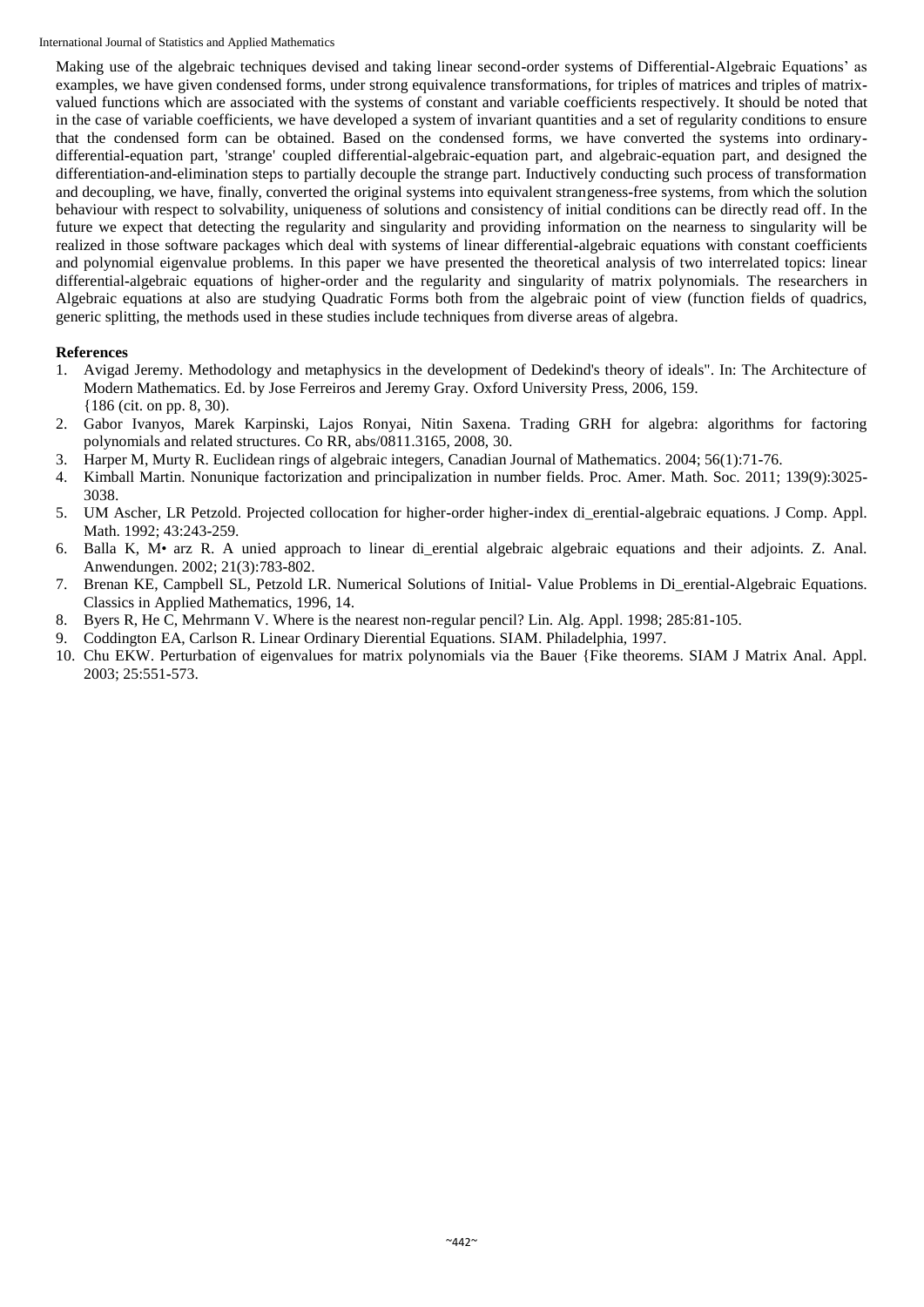Making use of the algebraic techniques devised and taking linear second-order systems of Differential-Algebraic Equations' as examples, we have given condensed forms, under strong equivalence transformations, for triples of matrices and triples of matrix-valued functions which are associated with the systems of constant and variable coefficients respectively. It should be noted that in the case of variable coefficients, we have developed a system of invariant quantities and a set of regularity conditions to ensure that the condensed form can be obtained. Based on the condensed forms, we have converted the systems into ordinary-differential-equation part, 'strange' coupled differential-algebraic-equation part, and algebraic-equation part, and designed the differentiation-and-elimination steps to partially decouple the strange part. Inductively conducting such process of transformation and decoupling, we have, finally, converted the original systems into equivalent strangeness-free systems, from which the solution behaviour with respect to solvability, uniqueness of solutions and consistency of initial conditions can be directly read off. In the future we expect that detecting the regularity and singularity and providing information on the nearness to singularity will be realized in those software packages which deal with systems of linear differential-algebraic equations with constant coefficients and polynomial eigenvalue problems. In this paper we have presented the theoretical analysis of two interrelated topics: linear differential-algebraic equations of higher-order and the regularity and singularity of matrix polynomials. The researchers in Algebraic equations at also are studying Quadratic Forms both from the algebraic point of view (function fields of quadrics, generic splitting, the methods used in these studies include techniques from diverse areas of algebra.

**References**

1. Avigad Jeremy. Methodology and metaphysics in the development of Dedekind's theory of ideals". In: The Architecture of Modern Mathematics. Ed. by Jose Ferreiros and Jeremy Gray. Oxford University Press, 2006, 159. {186 (cit. on pp. 8, 30).
2. Gabor Ivanyos, Marek Karpinski, Lajos Ronyai, Nitin Saxena. Trading GRH for algebra: algorithms for factoring polynomials and related structures. Co RR, abs/0811.3165, 2008, 30.
3. Harper M, Murty R. Euclidean rings of algebraic integers, Canadian Journal of Mathematics. 2004; 56(1):71-76.
4. Kimball Martin. Nonunique factorization and principalization in number fields. Proc. Amer. Math. Soc. 2011; 139(9):3025-3038.
5. UM Ascher, LR Petzold. Projected collocation for higher-order higher-index di_erential-algebraic equations. J Comp. Appl. Math. 1992; 43:243-259.
6. Balla K, M• arz R. A unied approach to linear di_erential algebraic algebraic equations and their adjoints. Z. Anal. Anwendungen. 2002; 21(3):783-802.
7. Brenan KE, Campbell SL, Petzold LR. Numerical Solutions of Initial- Value Problems in Di_erential-Algebraic Equations. Classics in Applied Mathematics, 1996, 14.
8. Byers R, He C, Mehrmann V. Where is the nearest non-regular pencil? Lin. Alg. Appl. 1998; 285:81-105.
9. Coddington EA, Carlson R. Linear Ordinary Dierential Equations. SIAM. Philadelphia, 1997.
10. Chu EKW. Perturbation of eigenvalues for matrix polynomials via the Bauer {Fike theorems. SIAM J Matrix Anal. Appl. 2003; 25:551-573.